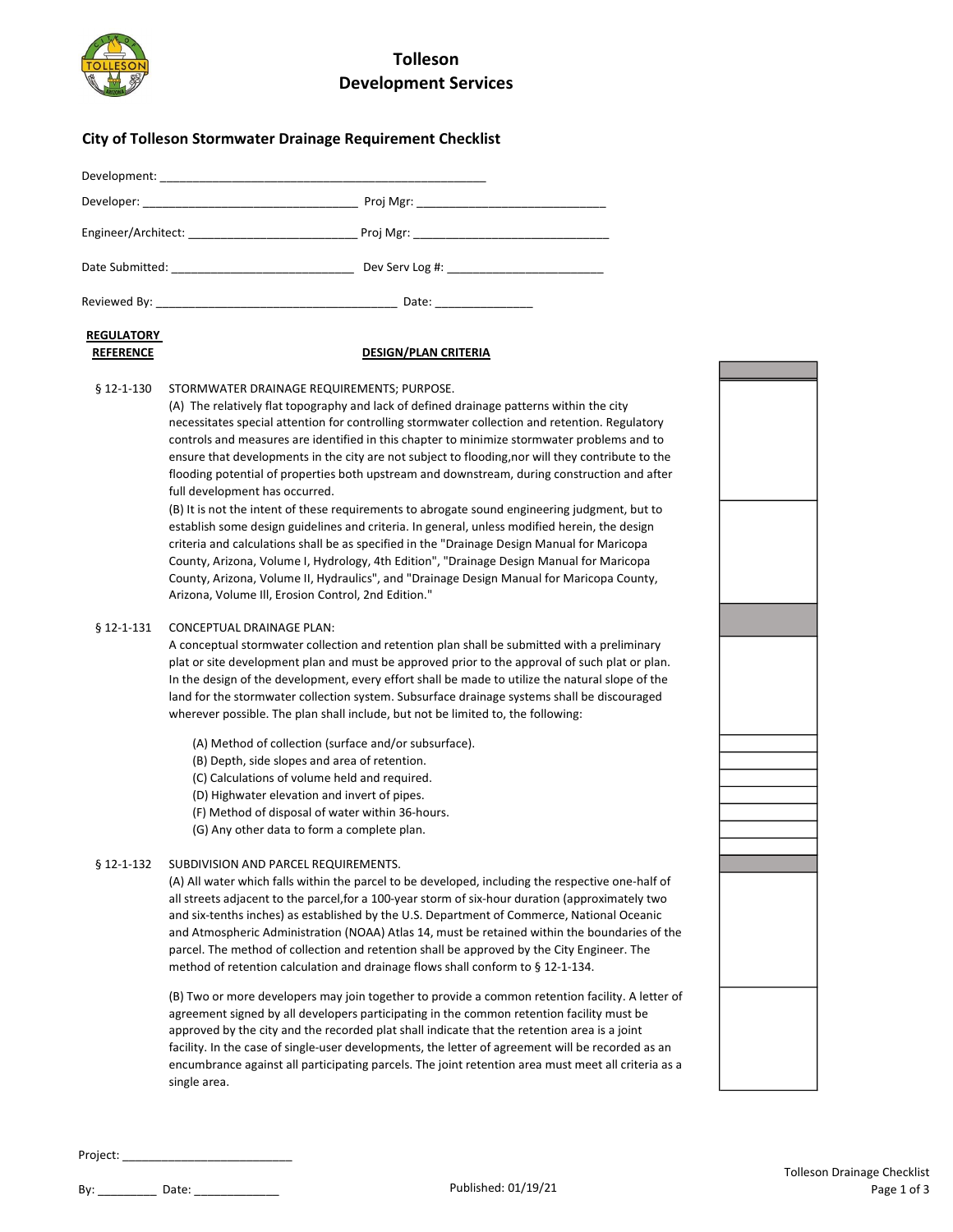# Tolleson
# Development Services

## City of Tolleson Stormwater Drainage Requirement Checklist

Development: ___________________________________________________

Developer: ________________________________ Proj Mgr: ____________________________

Engineer/Architect: _________________________ Proj Mgr: _____________________________

Date Submitted: ___________________________ Dev Serv Log #: _______________________

Reviewed By: ____________________________________ Date: ______________

| REGULATORY REFERENCE | DESIGN/PLAN CRITERIA | |
|---|---|---|
| § 12-1-130 | STORMWATER DRAINAGE REQUIREMENTS; PURPOSE. | |
| | (A) The relatively flat topography and lack of defined drainage patterns within the city necessitates special attention for controlling stormwater collection and retention. Regulatory controls and measures are identified in this chapter to minimize stormwater problems and to ensure that developments in the city are not subject to flooding,nor will they contribute to the flooding potential of properties both upstream and downstream, during construction and after full development has occurred. | |
| | (B) It is not the intent of these requirements to abrogate sound engineering judgment, but to establish some design guidelines and criteria. In general, unless modified herein, the design criteria and calculations shall be as specified in the "Drainage Design Manual for Maricopa County, Arizona, Volume I, Hydrology, 4th Edition", "Drainage Design Manual for Maricopa County, Arizona, Volume II, Hydraulics", and "Drainage Design Manual for Maricopa County, Arizona, Volume Ill, Erosion Control, 2nd Edition." | |
| § 12-1-131 | CONCEPTUAL DRAINAGE PLAN: | |
| | A conceptual stormwater collection and retention plan shall be submitted with a preliminary plat or site development plan and must be approved prior to the approval of such plat or plan. In the design of the development, every effort shall be made to utilize the natural slope of the land for the stormwater collection system. Subsurface drainage systems shall be discouraged wherever possible. The plan shall include, but not be limited to, the following: | |
| | (A) Method of collection (surface and/or subsurface). | |
| | (B) Depth, side slopes and area of retention. | |
| | (C) Calculations of volume held and required. | |
| | (D) Highwater elevation and invert of pipes. | |
| | (F) Method of disposal of water within 36-hours. | |
| | (G) Any other data to form a complete plan. | |
| § 12-1-132 | SUBDIVISION AND PARCEL REQUIREMENTS. | |
| | (A) All water which falls within the parcel to be developed, including the respective one-half of all streets adjacent to the parcel,for a 100-year storm of six-hour duration (approximately two and six-tenths inches) as established by the U.S. Department of Commerce, National Oceanic and Atmospheric Administration (NOAA) Atlas 14, must be retained within the boundaries of the parcel. The method of collection and retention shall be approved by the City Engineer. The method of retention calculation and drainage flows shall conform to § 12-1-134. | |
| | (B) Two or more developers may join together to provide a common retention facility. A letter of agreement signed by all developers participating in the common retention facility must be approved by the city and the recorded plat shall indicate that the retention area is a joint facility. In the case of single-user developments, the letter of agreement will be recorded as an encumbrance against all participating parcels. The joint retention area must meet all criteria as a single area. | |

Project: _________________________

By: _________ Date: _____________

Published: 01/19/21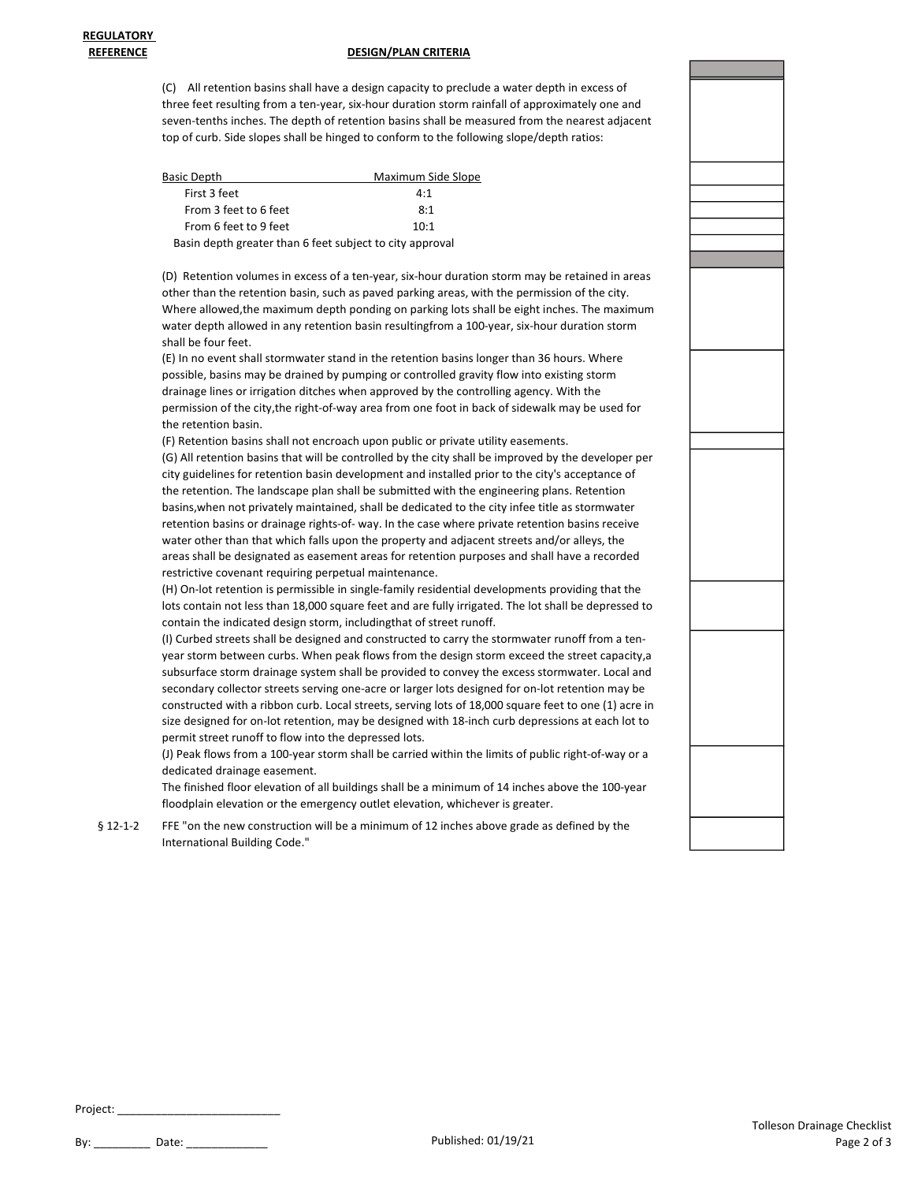**REGULATORY REFERENCE** | **DESIGN/PLAN CRITERIA**

(C) All retention basins shall have a design capacity to preclude a water depth in excess of three feet resulting from a ten-year, six-hour duration storm rainfall of approximately one and seven-tenths inches. The depth of retention basins shall be measured from the nearest adjacent top of curb. Side slopes shall be hinged to conform to the following slope/depth ratios:

| Basic Depth | Maximum Side Slope |
|---|---|
| First 3 feet | 4:1 |
| From 3 feet to 6 feet | 8:1 |
| From 6 feet to 9 feet | 10:1 |

Basin depth greater than 6 feet subject to city approval

(D) Retention volumes in excess of a ten-year, six-hour duration storm may be retained in areas other than the retention basin, such as paved parking areas, with the permission of the city. Where allowed,the maximum depth ponding on parking lots shall be eight inches. The maximum water depth allowed in any retention basin resultingfrom a 100-year, six-hour duration storm shall be four feet.

(E) In no event shall stormwater stand in the retention basins longer than 36 hours. Where possible, basins may be drained by pumping or controlled gravity flow into existing storm drainage lines or irrigation ditches when approved by the controlling agency. With the permission of the city,the right-of-way area from one foot in back of sidewalk may be used for the retention basin.

(F) Retention basins shall not encroach upon public or private utility easements.

(G) All retention basins that will be controlled by the city shall be improved by the developer per city guidelines for retention basin development and installed prior to the city's acceptance of the retention. The landscape plan shall be submitted with the engineering plans. Retention basins,when not privately maintained, shall be dedicated to the city infee title as stormwater retention basins or drainage rights-of- way. In the case where private retention basins receive water other than that which falls upon the property and adjacent streets and/or alleys, the areas shall be designated as easement areas for retention purposes and shall have a recorded restrictive covenant requiring perpetual maintenance.

(H) On-lot retention is permissible in single-family residential developments providing that the lots contain not less than 18,000 square feet and are fully irrigated. The lot shall be depressed to contain the indicated design storm, includingthat of street runoff.

(I) Curbed streets shall be designed and constructed to carry the stormwater runoff from a ten-year storm between curbs. When peak flows from the design storm exceed the street capacity,a subsurface storm drainage system shall be provided to convey the excess stormwater. Local and secondary collector streets serving one-acre or larger lots designed for on-lot retention may be constructed with a ribbon curb. Local streets, serving lots of 18,000 square feet to one (1) acre in size designed for on-lot retention, may be designed with 18-inch curb depressions at each lot to permit street runoff to flow into the depressed lots.

(J) Peak flows from a 100-year storm shall be carried within the limits of public right-of-way or a dedicated drainage easement.

The finished floor elevation of all buildings shall be a minimum of 14 inches above the 100-year floodplain elevation or the emergency outlet elevation, whichever is greater.

§ 12-1-2 FFE "on the new construction will be a minimum of 12 inches above grade as defined by the International Building Code."

Project: ___________________________

By: _________ Date: _____________

Published: 01/19/21

Tolleson Drainage Checklist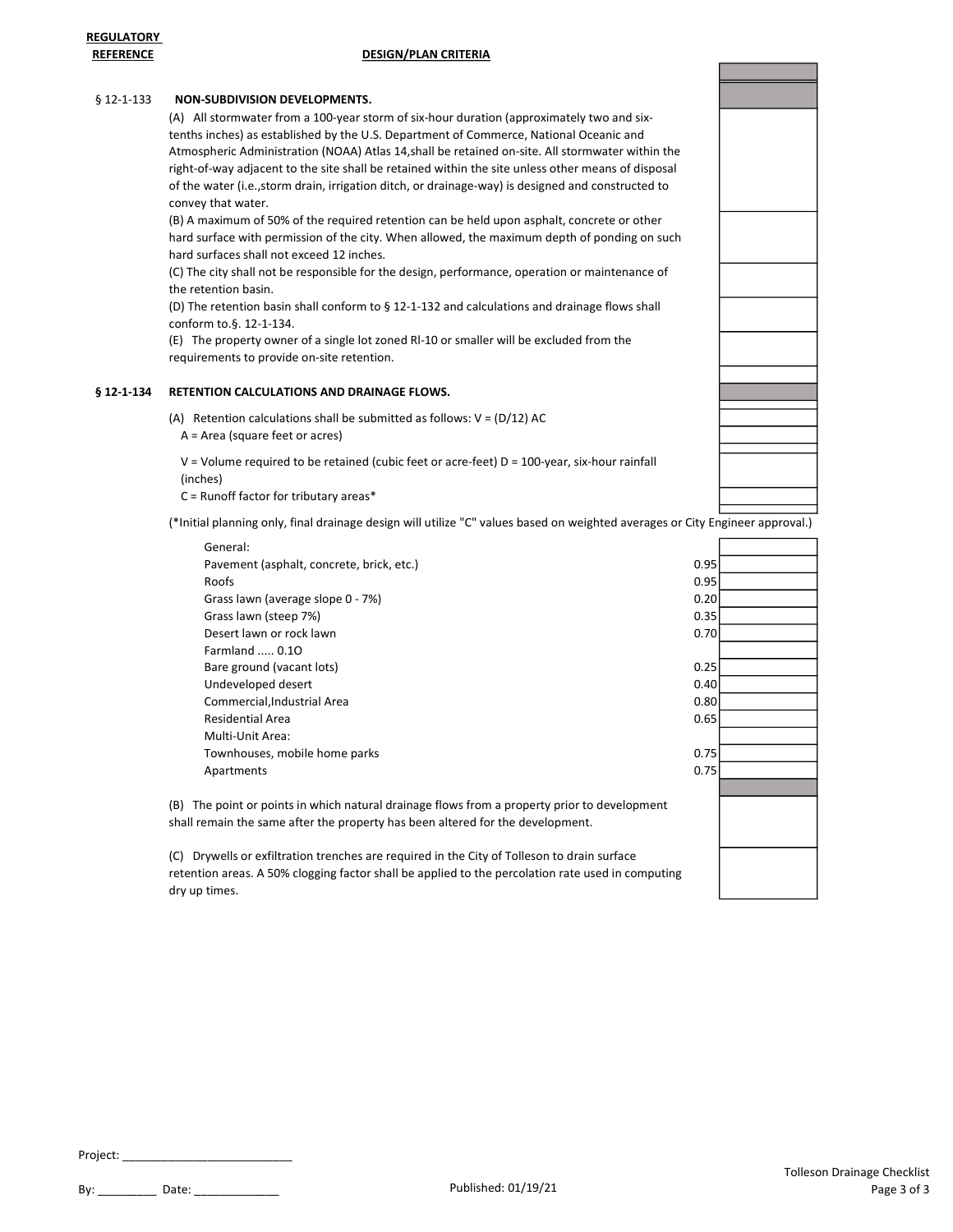**REGULATORY REFERENCE** | **DESIGN/PLAN CRITERIA**

§ 12-1-133 **NON-SUBDIVISION DEVELOPMENTS.**

(A) All stormwater from a 100-year storm of six-hour duration (approximately two and six-tenths inches) as established by the U.S. Department of Commerce, National Oceanic and Atmospheric Administration (NOAA) Atlas 14,shall be retained on-site. All stormwater within the right-of-way adjacent to the site shall be retained within the site unless other means of disposal of the water (i.e.,storm drain, irrigation ditch, or drainage-way) is designed and constructed to convey that water.

(B) A maximum of 50% of the required retention can be held upon asphalt, concrete or other hard surface with permission of the city. When allowed, the maximum depth of ponding on such hard surfaces shall not exceed 12 inches.

(C) The city shall not be responsible for the design, performance, operation or maintenance of the retention basin.

(D) The retention basin shall conform to § 12-1-132 and calculations and drainage flows shall conform to.§. 12-1-134.

(E) The property owner of a single lot zoned Rl-10 or smaller will be excluded from the requirements to provide on-site retention.

**§ 12-1-134 RETENTION CALCULATIONS AND DRAINAGE FLOWS.**

(A) Retention calculations shall be submitted as follows: $V = (D/12) AC$

A = Area (square feet or acres)

V = Volume required to be retained (cubic feet or acre-feet) D = 100-year, six-hour rainfall (inches)

C = Runoff factor for tributary areas*

(*Initial planning only, final drainage design will utilize "C" values based on weighted averages or City Engineer approval.)

| | |
|---|---|
| General: | |
| Pavement (asphalt, concrete, brick, etc.) | 0.95 |
| Roofs | 0.95 |
| Grass lawn (average slope 0 - 7%) | 0.20 |
| Grass lawn (steep 7%) | 0.35 |
| Desert lawn or rock lawn | 0.70 |
| Farmland ..... 0.1O | |
| Bare ground (vacant lots) | 0.25 |
| Undeveloped desert | 0.40 |
| Commercial,Industrial Area | 0.80 |
| Residential Area | 0.65 |
| Multi-Unit Area: | |
| Townhouses, mobile home parks | 0.75 |
| Apartments | 0.75 |

(B) The point or points in which natural drainage flows from a property prior to development shall remain the same after the property has been altered for the development.

(C) Drywells or exfiltration trenches are required in the City of Tolleson to drain surface retention areas. A 50% clogging factor shall be applied to the percolation rate used in computing dry up times.

Project: ___________________________

By: _________ Date: _____________

Published: 01/19/21